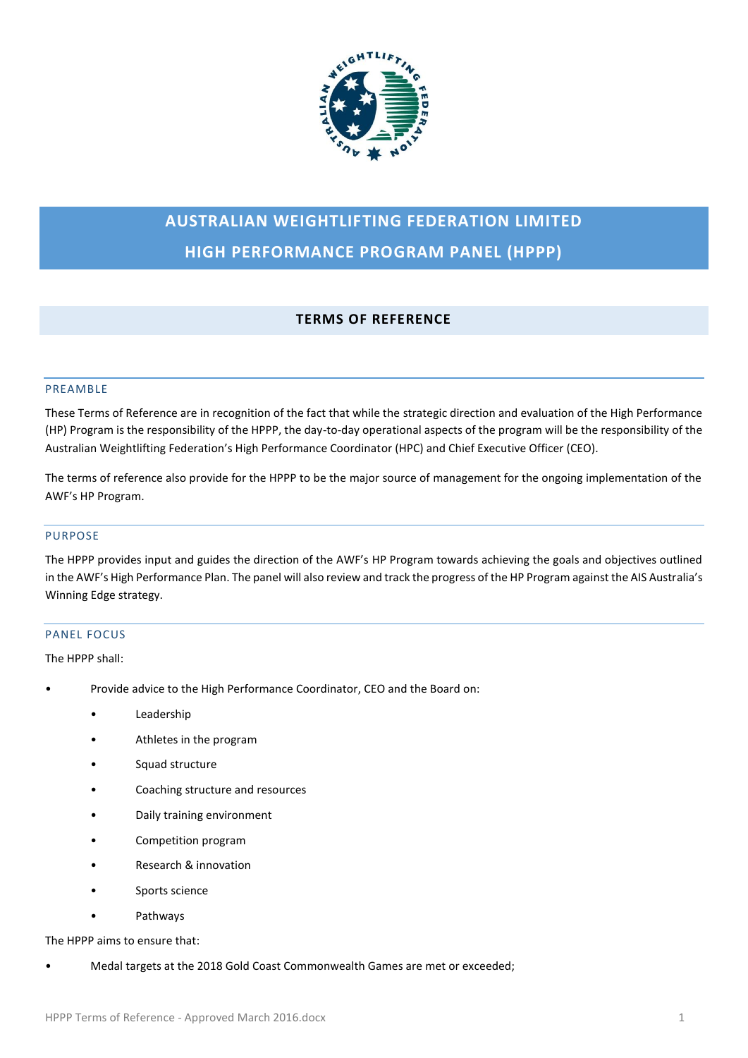# AUSTRALIAN WEIGHTLIFTING FEDERATION LIMITED
# HIGH PERFORMANCE PROGRAM PANEL (HPPP)

## TERMS OF REFERENCE

### PREAMBLE

These Terms of Reference are in recognition of the fact that while the strategic direction and evaluation of the High Performance (HP) Program is the responsibility of the HPPP, the day-to-day operational aspects of the program will be the responsibility of the Australian Weightlifting Federation's High Performance Coordinator (HPC) and Chief Executive Officer (CEO).

The terms of reference also provide for the HPPP to be the major source of management for the ongoing implementation of the AWF's HP Program.

### PURPOSE

The HPPP provides input and guides the direction of the AWF's HP Program towards achieving the goals and objectives outlined in the AWF's High Performance Plan. The panel will also review and track the progress of the HP Program against the AIS Australia's Winning Edge strategy.

### PANEL FOCUS

The HPPP shall:

- Provide advice to the High Performance Coordinator, CEO and the Board on:
  - Leadership
  - Athletes in the program
  - Squad structure
  - Coaching structure and resources
  - Daily training environment
  - Competition program
  - Research & innovation
  - Sports science
  - Pathways

The HPPP aims to ensure that:

- Medal targets at the 2018 Gold Coast Commonwealth Games are met or exceeded;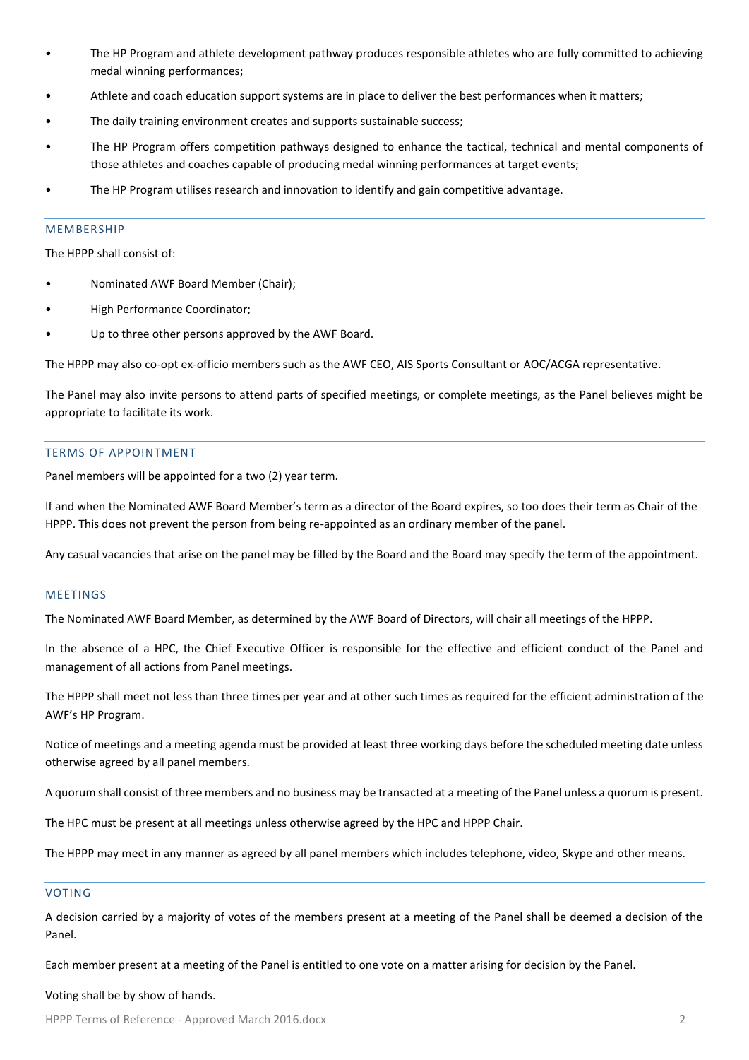- The HP Program and athlete development pathway produces responsible athletes who are fully committed to achieving medal winning performances;
- Athlete and coach education support systems are in place to deliver the best performances when it matters;
- The daily training environment creates and supports sustainable success;
- The HP Program offers competition pathways designed to enhance the tactical, technical and mental components of those athletes and coaches capable of producing medal winning performances at target events;
- The HP Program utilises research and innovation to identify and gain competitive advantage.

## MEMBERSHIP

The HPPP shall consist of:

- Nominated AWF Board Member (Chair);
- High Performance Coordinator;
- Up to three other persons approved by the AWF Board.

The HPPP may also co-opt ex-officio members such as the AWF CEO, AIS Sports Consultant or AOC/ACGA representative.

The Panel may also invite persons to attend parts of specified meetings, or complete meetings, as the Panel believes might be appropriate to facilitate its work.

## TERMS OF APPOINTMENT

Panel members will be appointed for a two (2) year term.

If and when the Nominated AWF Board Member's term as a director of the Board expires, so too does their term as Chair of the HPPP. This does not prevent the person from being re-appointed as an ordinary member of the panel.

Any casual vacancies that arise on the panel may be filled by the Board and the Board may specify the term of the appointment.

## MEETINGS

The Nominated AWF Board Member, as determined by the AWF Board of Directors, will chair all meetings of the HPPP.

In the absence of a HPC, the Chief Executive Officer is responsible for the effective and efficient conduct of the Panel and management of all actions from Panel meetings.

The HPPP shall meet not less than three times per year and at other such times as required for the efficient administration of the AWF's HP Program.

Notice of meetings and a meeting agenda must be provided at least three working days before the scheduled meeting date unless otherwise agreed by all panel members.

A quorum shall consist of three members and no business may be transacted at a meeting of the Panel unless a quorum is present.

The HPC must be present at all meetings unless otherwise agreed by the HPC and HPPP Chair.

The HPPP may meet in any manner as agreed by all panel members which includes telephone, video, Skype and other means.

## VOTING

A decision carried by a majority of votes of the members present at a meeting of the Panel shall be deemed a decision of the Panel.

Each member present at a meeting of the Panel is entitled to one vote on a matter arising for decision by the Panel.

Voting shall be by show of hands.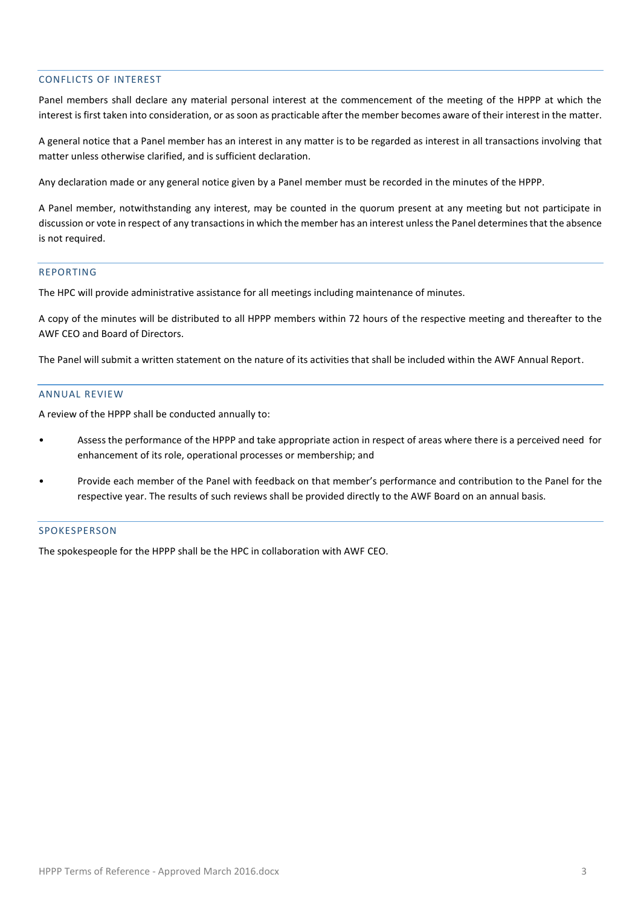## CONFLICTS OF INTEREST

Panel members shall declare any material personal interest at the commencement of the meeting of the HPPP at which the interest is first taken into consideration, or as soon as practicable after the member becomes aware of their interest in the matter.

A general notice that a Panel member has an interest in any matter is to be regarded as interest in all transactions involving that matter unless otherwise clarified, and is sufficient declaration.

Any declaration made or any general notice given by a Panel member must be recorded in the minutes of the HPPP.

A Panel member, notwithstanding any interest, may be counted in the quorum present at any meeting but not participate in discussion or vote in respect of any transactions in which the member has an interest unless the Panel determines that the absence is not required.

## REPORTING

The HPC will provide administrative assistance for all meetings including maintenance of minutes.

A copy of the minutes will be distributed to all HPPP members within 72 hours of the respective meeting and thereafter to the AWF CEO and Board of Directors.

The Panel will submit a written statement on the nature of its activities that shall be included within the AWF Annual Report.

## ANNUAL REVIEW

A review of the HPPP shall be conducted annually to:

- Assess the performance of the HPPP and take appropriate action in respect of areas where there is a perceived need for enhancement of its role, operational processes or membership; and
- Provide each member of the Panel with feedback on that member's performance and contribution to the Panel for the respective year. The results of such reviews shall be provided directly to the AWF Board on an annual basis.

## SPOKESPERSON

The spokespeople for the HPPP shall be the HPC in collaboration with AWF CEO.